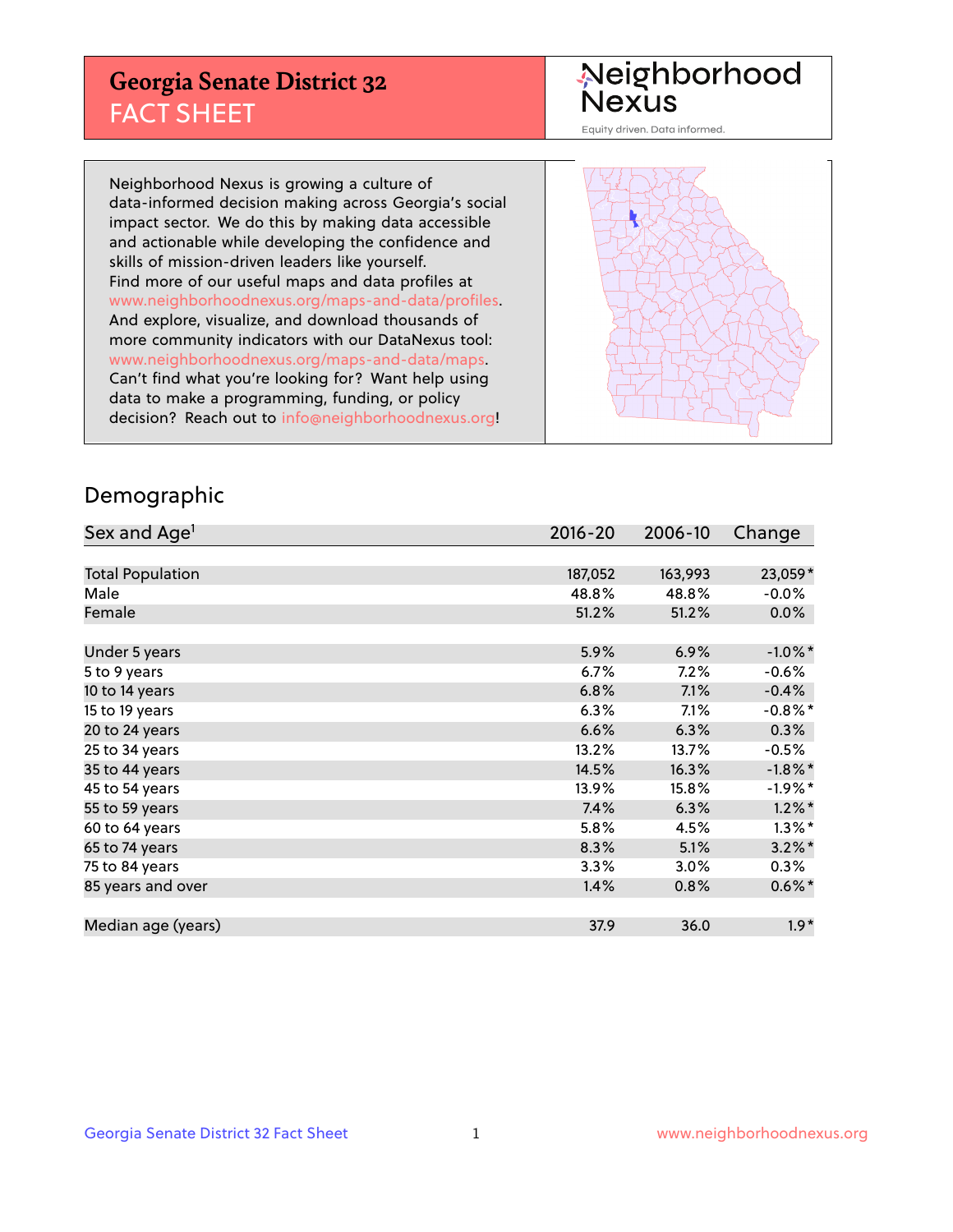# Georgia Senate District 32
## FACT SHEET

Neighborhood Nexus
Equity driven. Data informed.

Neighborhood Nexus is growing a culture of data-informed decision making across Georgia's social impact sector. We do this by making data accessible and actionable while developing the confidence and skills of mission-driven leaders like yourself. Find more of our useful maps and data profiles at www.neighborhoodnexus.org/maps-and-data/profiles. And explore, visualize, and download thousands of more community indicators with our DataNexus tool: www.neighborhoodnexus.org/maps-and-data/maps. Can't find what you're looking for? Want help using data to make a programming, funding, or policy decision? Reach out to info@neighborhoodnexus.org!

## Demographic

| Sex and Age[1] | 2016-20 | 2006-10 | Change |
|---|---|---|---|
| Total Population | 187,052 | 163,993 | 23,059* |
| Male | 48.8% | 48.8% | -0.0% |
| Female | 51.2% | 51.2% | 0.0% |
| | | | |
| Under 5 years | 5.9% | 6.9% | -1.0%* |
| 5 to 9 years | 6.7% | 7.2% | -0.6% |
| 10 to 14 years | 6.8% | 7.1% | -0.4% |
| 15 to 19 years | 6.3% | 7.1% | -0.8%* |
| 20 to 24 years | 6.6% | 6.3% | 0.3% |
| 25 to 34 years | 13.2% | 13.7% | -0.5% |
| 35 to 44 years | 14.5% | 16.3% | -1.8%* |
| 45 to 54 years | 13.9% | 15.8% | -1.9%* |
| 55 to 59 years | 7.4% | 6.3% | 1.2%* |
| 60 to 64 years | 5.8% | 4.5% | 1.3%* |
| 65 to 74 years | 8.3% | 5.1% | 3.2%* |
| 75 to 84 years | 3.3% | 3.0% | 0.3% |
| 85 years and over | 1.4% | 0.8% | 0.6%* |
| | | | |
| Median age (years) | 37.9 | 36.0 | 1.9* |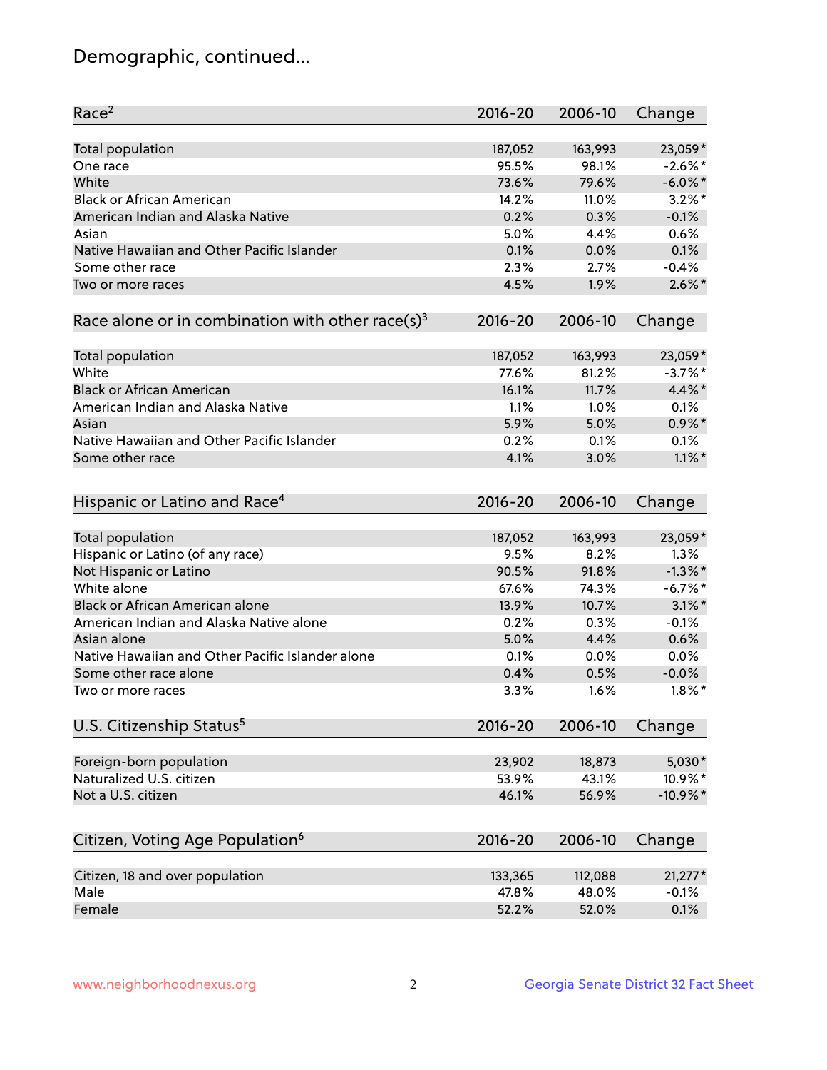# Demographic, continued...

| Race[2] | 2016-20 | 2006-10 | Change |
|---|---|---|---|
| Total population | 187,052 | 163,993 | 23,059* |
| One race | 95.5% | 98.1% | -2.6%* |
| White | 73.6% | 79.6% | -6.0%* |
| Black or African American | 14.2% | 11.0% | 3.2%* |
| American Indian and Alaska Native | 0.2% | 0.3% | -0.1% |
| Asian | 5.0% | 4.4% | 0.6% |
| Native Hawaiian and Other Pacific Islander | 0.1% | 0.0% | 0.1% |
| Some other race | 2.3% | 2.7% | -0.4% |
| Two or more races | 4.5% | 1.9% | 2.6%* |

| Race alone or in combination with other race(s)[3] | 2016-20 | 2006-10 | Change |
|---|---|---|---|
| Total population | 187,052 | 163,993 | 23,059* |
| White | 77.6% | 81.2% | -3.7%* |
| Black or African American | 16.1% | 11.7% | 4.4%* |
| American Indian and Alaska Native | 1.1% | 1.0% | 0.1% |
| Asian | 5.9% | 5.0% | 0.9%* |
| Native Hawaiian and Other Pacific Islander | 0.2% | 0.1% | 0.1% |
| Some other race | 4.1% | 3.0% | 1.1%* |

| Hispanic or Latino and Race[4] | 2016-20 | 2006-10 | Change |
|---|---|---|---|
| Total population | 187,052 | 163,993 | 23,059* |
| Hispanic or Latino (of any race) | 9.5% | 8.2% | 1.3% |
| Not Hispanic or Latino | 90.5% | 91.8% | -1.3%* |
| White alone | 67.6% | 74.3% | -6.7%* |
| Black or African American alone | 13.9% | 10.7% | 3.1%* |
| American Indian and Alaska Native alone | 0.2% | 0.3% | -0.1% |
| Asian alone | 5.0% | 4.4% | 0.6% |
| Native Hawaiian and Other Pacific Islander alone | 0.1% | 0.0% | 0.0% |
| Some other race alone | 0.4% | 0.5% | -0.0% |
| Two or more races | 3.3% | 1.6% | 1.8%* |

| U.S. Citizenship Status[5] | 2016-20 | 2006-10 | Change |
|---|---|---|---|
| Foreign-born population | 23,902 | 18,873 | 5,030* |
| Naturalized U.S. citizen | 53.9% | 43.1% | 10.9%* |
| Not a U.S. citizen | 46.1% | 56.9% | -10.9%* |

| Citizen, Voting Age Population[6] | 2016-20 | 2006-10 | Change |
|---|---|---|---|
| Citizen, 18 and over population | 133,365 | 112,088 | 21,277* |
| Male | 47.8% | 48.0% | -0.1% |
| Female | 52.2% | 52.0% | 0.1% |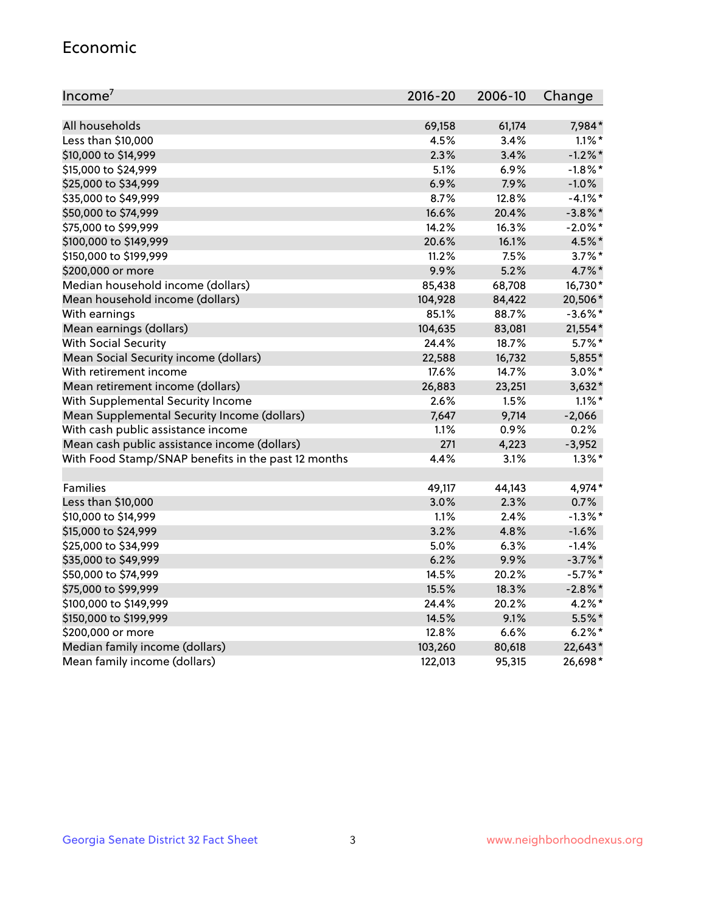## Economic

| Income[7] | 2016-20 | 2006-10 | Change |
|---|---|---|---|
| All households | 69,158 | 61,174 | 7,984* |
| Less than $10,000 | 4.5% | 3.4% | 1.1%* |
| $10,000 to $14,999 | 2.3% | 3.4% | -1.2%* |
| $15,000 to $24,999 | 5.1% | 6.9% | -1.8%* |
| $25,000 to $34,999 | 6.9% | 7.9% | -1.0% |
| $35,000 to $49,999 | 8.7% | 12.8% | -4.1%* |
| $50,000 to $74,999 | 16.6% | 20.4% | -3.8%* |
| $75,000 to $99,999 | 14.2% | 16.3% | -2.0%* |
| $100,000 to $149,999 | 20.6% | 16.1% | 4.5%* |
| $150,000 to $199,999 | 11.2% | 7.5% | 3.7%* |
| $200,000 or more | 9.9% | 5.2% | 4.7%* |
| Median household income (dollars) | 85,438 | 68,708 | 16,730* |
| Mean household income (dollars) | 104,928 | 84,422 | 20,506* |
| With earnings | 85.1% | 88.7% | -3.6%* |
| Mean earnings (dollars) | 104,635 | 83,081 | 21,554* |
| With Social Security | 24.4% | 18.7% | 5.7%* |
| Mean Social Security income (dollars) | 22,588 | 16,732 | 5,855* |
| With retirement income | 17.6% | 14.7% | 3.0%* |
| Mean retirement income (dollars) | 26,883 | 23,251 | 3,632* |
| With Supplemental Security Income | 2.6% | 1.5% | 1.1%* |
| Mean Supplemental Security Income (dollars) | 7,647 | 9,714 | -2,066 |
| With cash public assistance income | 1.1% | 0.9% | 0.2% |
| Mean cash public assistance income (dollars) | 271 | 4,223 | -3,952 |
| With Food Stamp/SNAP benefits in the past 12 months | 4.4% | 3.1% | 1.3%* |
| | | | |
| Families | 49,117 | 44,143 | 4,974* |
| Less than $10,000 | 3.0% | 2.3% | 0.7% |
| $10,000 to $14,999 | 1.1% | 2.4% | -1.3%* |
| $15,000 to $24,999 | 3.2% | 4.8% | -1.6% |
| $25,000 to $34,999 | 5.0% | 6.3% | -1.4% |
| $35,000 to $49,999 | 6.2% | 9.9% | -3.7%* |
| $50,000 to $74,999 | 14.5% | 20.2% | -5.7%* |
| $75,000 to $99,999 | 15.5% | 18.3% | -2.8%* |
| $100,000 to $149,999 | 24.4% | 20.2% | 4.2%* |
| $150,000 to $199,999 | 14.5% | 9.1% | 5.5%* |
| $200,000 or more | 12.8% | 6.6% | 6.2%* |
| Median family income (dollars) | 103,260 | 80,618 | 22,643* |
| Mean family income (dollars) | 122,013 | 95,315 | 26,698* |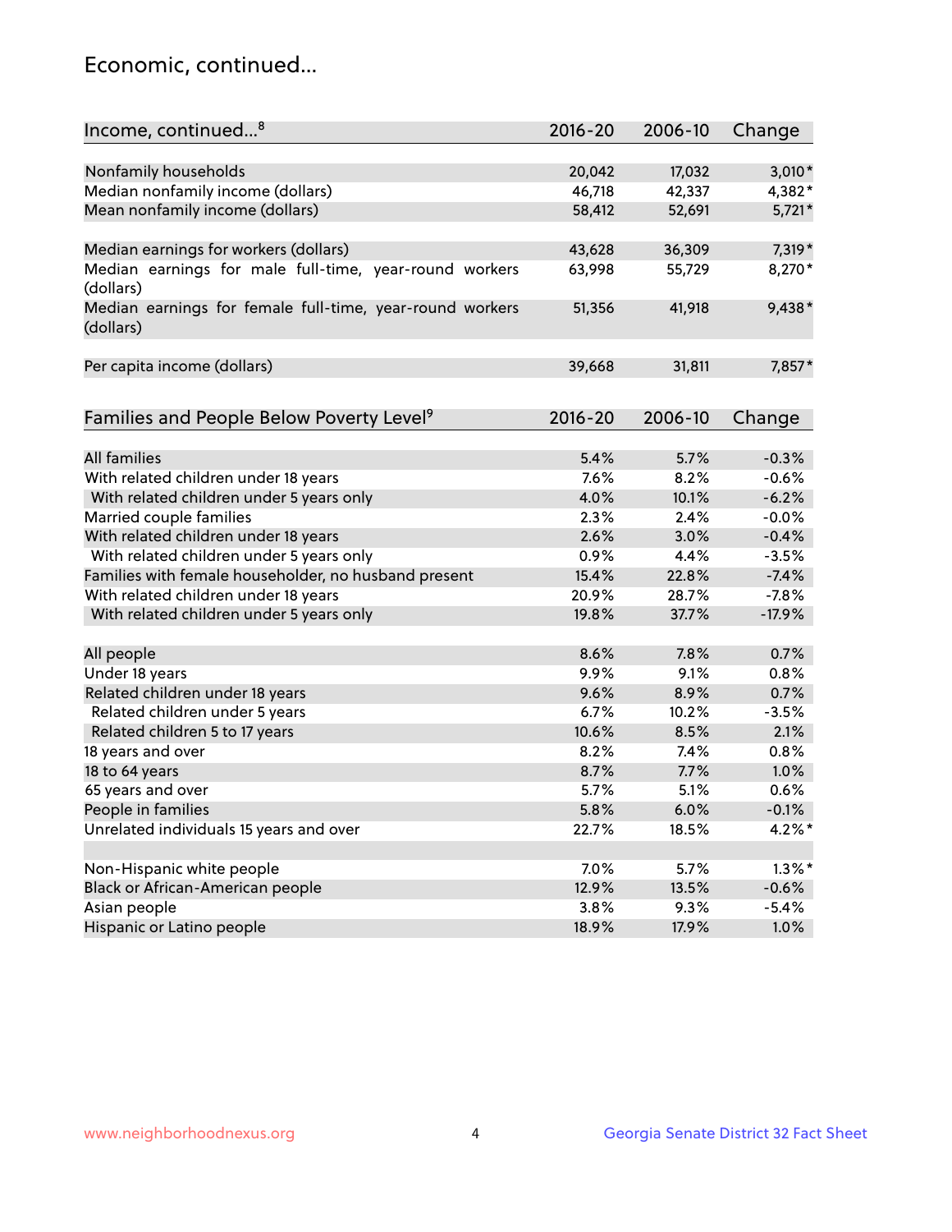## Economic, continued...

| Income, continued...[8] | 2016-20 | 2006-10 | Change |
|---|---|---|---|
| Nonfamily households | 20,042 | 17,032 | 3,010* |
| Median nonfamily income (dollars) | 46,718 | 42,337 | 4,382* |
| Mean nonfamily income (dollars) | 58,412 | 52,691 | 5,721* |
| Median earnings for workers (dollars) | 43,628 | 36,309 | 7,319* |
| Median earnings for male full-time, year-round workers (dollars) | 63,998 | 55,729 | 8,270* |
| Median earnings for female full-time, year-round workers (dollars) | 51,356 | 41,918 | 9,438* |
| Per capita income (dollars) | 39,668 | 31,811 | 7,857* |

| Families and People Below Poverty Level[9] | 2016-20 | 2006-10 | Change |
|---|---|---|---|
| All families | 5.4% | 5.7% | -0.3% |
| With related children under 18 years | 7.6% | 8.2% | -0.6% |
| With related children under 5 years only | 4.0% | 10.1% | -6.2% |
| Married couple families | 2.3% | 2.4% | -0.0% |
| With related children under 18 years | 2.6% | 3.0% | -0.4% |
| With related children under 5 years only | 0.9% | 4.4% | -3.5% |
| Families with female householder, no husband present | 15.4% | 22.8% | -7.4% |
| With related children under 18 years | 20.9% | 28.7% | -7.8% |
| With related children under 5 years only | 19.8% | 37.7% | -17.9% |
| All people | 8.6% | 7.8% | 0.7% |
| Under 18 years | 9.9% | 9.1% | 0.8% |
| Related children under 18 years | 9.6% | 8.9% | 0.7% |
| Related children under 5 years | 6.7% | 10.2% | -3.5% |
| Related children 5 to 17 years | 10.6% | 8.5% | 2.1% |
| 18 years and over | 8.2% | 7.4% | 0.8% |
| 18 to 64 years | 8.7% | 7.7% | 1.0% |
| 65 years and over | 5.7% | 5.1% | 0.6% |
| People in families | 5.8% | 6.0% | -0.1% |
| Unrelated individuals 15 years and over | 22.7% | 18.5% | 4.2%* |
| Non-Hispanic white people | 7.0% | 5.7% | 1.3%* |
| Black or African-American people | 12.9% | 13.5% | -0.6% |
| Asian people | 3.8% | 9.3% | -5.4% |
| Hispanic or Latino people | 18.9% | 17.9% | 1.0% |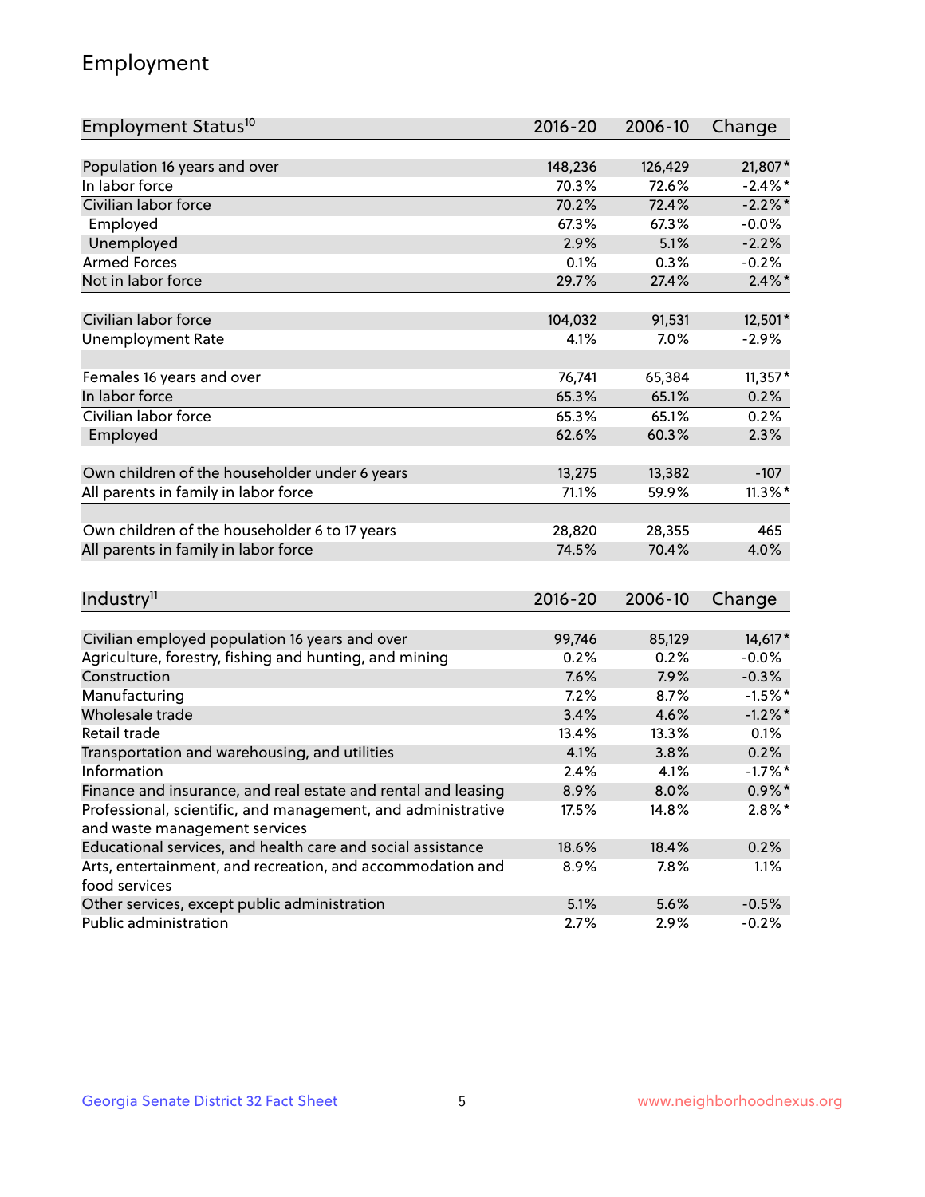# Employment

| Employment Status[10] | 2016-20 | 2006-10 | Change |
|---|---|---|---|
| Population 16 years and over | 148,236 | 126,429 | 21,807* |
| In labor force | 70.3% | 72.6% | -2.4%* |
| Civilian labor force | 70.2% | 72.4% | -2.2%* |
| Employed | 67.3% | 67.3% | -0.0% |
| Unemployed | 2.9% | 5.1% | -2.2% |
| Armed Forces | 0.1% | 0.3% | -0.2% |
| Not in labor force | 29.7% | 27.4% | 2.4%* |
| | | | |
| Civilian labor force | 104,032 | 91,531 | 12,501* |
| Unemployment Rate | 4.1% | 7.0% | -2.9% |
| | | | |
| Females 16 years and over | 76,741 | 65,384 | 11,357* |
| In labor force | 65.3% | 65.1% | 0.2% |
| Civilian labor force | 65.3% | 65.1% | 0.2% |
| Employed | 62.6% | 60.3% | 2.3% |
| | | | |
| Own children of the householder under 6 years | 13,275 | 13,382 | -107 |
| All parents in family in labor force | 71.1% | 59.9% | 11.3%* |
| | | | |
| Own children of the householder 6 to 17 years | 28,820 | 28,355 | 465 |
| All parents in family in labor force | 74.5% | 70.4% | 4.0% |

| Industry[11] | 2016-20 | 2006-10 | Change |
|---|---|---|---|
| Civilian employed population 16 years and over | 99,746 | 85,129 | 14,617* |
| Agriculture, forestry, fishing and hunting, and mining | 0.2% | 0.2% | -0.0% |
| Construction | 7.6% | 7.9% | -0.3% |
| Manufacturing | 7.2% | 8.7% | -1.5%* |
| Wholesale trade | 3.4% | 4.6% | -1.2%* |
| Retail trade | 13.4% | 13.3% | 0.1% |
| Transportation and warehousing, and utilities | 4.1% | 3.8% | 0.2% |
| Information | 2.4% | 4.1% | -1.7%* |
| Finance and insurance, and real estate and rental and leasing | 8.9% | 8.0% | 0.9%* |
| Professional, scientific, and management, and administrative and waste management services | 17.5% | 14.8% | 2.8%* |
| Educational services, and health care and social assistance | 18.6% | 18.4% | 0.2% |
| Arts, entertainment, and recreation, and accommodation and food services | 8.9% | 7.8% | 1.1% |
| Other services, except public administration | 5.1% | 5.6% | -0.5% |
| Public administration | 2.7% | 2.9% | -0.2% |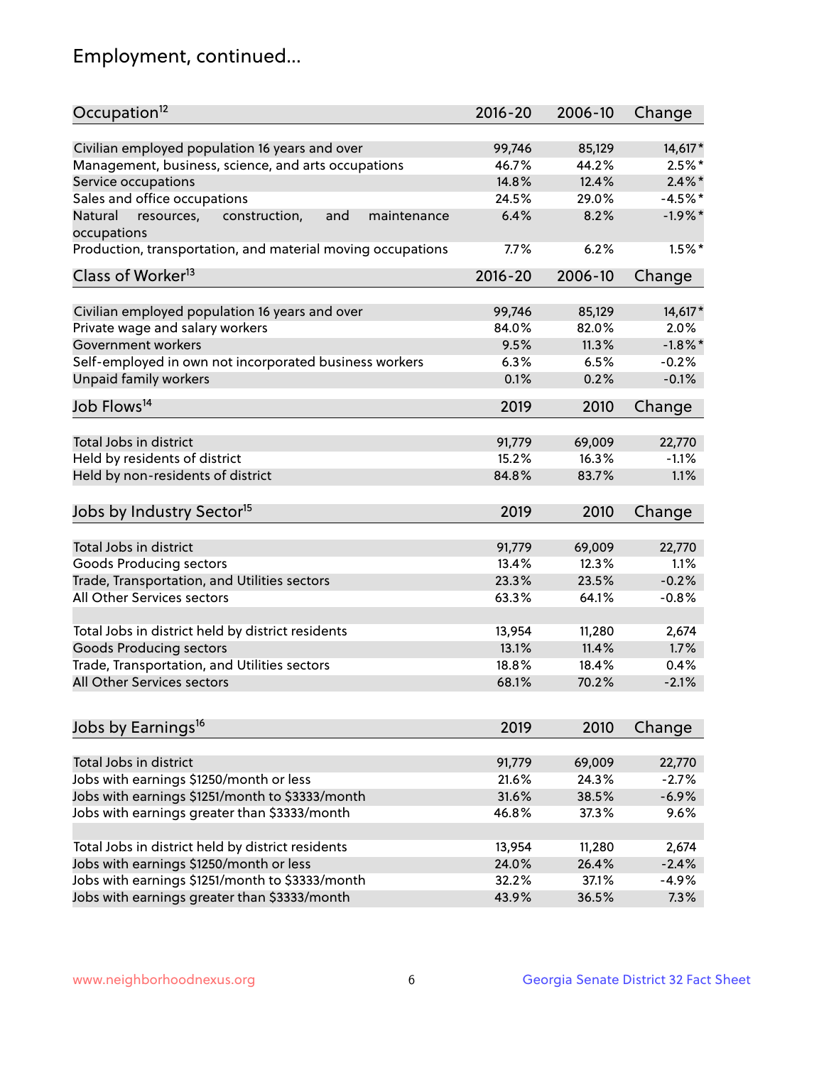## Employment, continued...

| Occupation[12] | 2016-20 | 2006-10 | Change |
|---|---|---|---|
| Civilian employed population 16 years and over | 99,746 | 85,129 | 14,617* |
| Management, business, science, and arts occupations | 46.7% | 44.2% | 2.5%* |
| Service occupations | 14.8% | 12.4% | 2.4%* |
| Sales and office occupations | 24.5% | 29.0% | -4.5%* |
| Natural resources, construction, and maintenance occupations | 6.4% | 8.2% | -1.9%* |
| Production, transportation, and material moving occupations | 7.7% | 6.2% | 1.5%* |

| Class of Worker[13] | 2016-20 | 2006-10 | Change |
|---|---|---|---|
| Civilian employed population 16 years and over | 99,746 | 85,129 | 14,617* |
| Private wage and salary workers | 84.0% | 82.0% | 2.0% |
| Government workers | 9.5% | 11.3% | -1.8%* |
| Self-employed in own not incorporated business workers | 6.3% | 6.5% | -0.2% |
| Unpaid family workers | 0.1% | 0.2% | -0.1% |

| Job Flows[14] | 2019 | 2010 | Change |
|---|---|---|---|
| Total Jobs in district | 91,779 | 69,009 | 22,770 |
| Held by residents of district | 15.2% | 16.3% | -1.1% |
| Held by non-residents of district | 84.8% | 83.7% | 1.1% |

| Jobs by Industry Sector[15] | 2019 | 2010 | Change |
|---|---|---|---|
| Total Jobs in district | 91,779 | 69,009 | 22,770 |
| Goods Producing sectors | 13.4% | 12.3% | 1.1% |
| Trade, Transportation, and Utilities sectors | 23.3% | 23.5% | -0.2% |
| All Other Services sectors | 63.3% | 64.1% | -0.8% |
| | | | |
| Total Jobs in district held by district residents | 13,954 | 11,280 | 2,674 |
| Goods Producing sectors | 13.1% | 11.4% | 1.7% |
| Trade, Transportation, and Utilities sectors | 18.8% | 18.4% | 0.4% |
| All Other Services sectors | 68.1% | 70.2% | -2.1% |

| Jobs by Earnings[16] | 2019 | 2010 | Change |
|---|---|---|---|
| Total Jobs in district | 91,779 | 69,009 | 22,770 |
| Jobs with earnings $1250/month or less | 21.6% | 24.3% | -2.7% |
| Jobs with earnings $1251/month to $3333/month | 31.6% | 38.5% | -6.9% |
| Jobs with earnings greater than $3333/month | 46.8% | 37.3% | 9.6% |
| | | | |
| Total Jobs in district held by district residents | 13,954 | 11,280 | 2,674 |
| Jobs with earnings $1250/month or less | 24.0% | 26.4% | -2.4% |
| Jobs with earnings $1251/month to $3333/month | 32.2% | 37.1% | -4.9% |
| Jobs with earnings greater than $3333/month | 43.9% | 36.5% | 7.3% |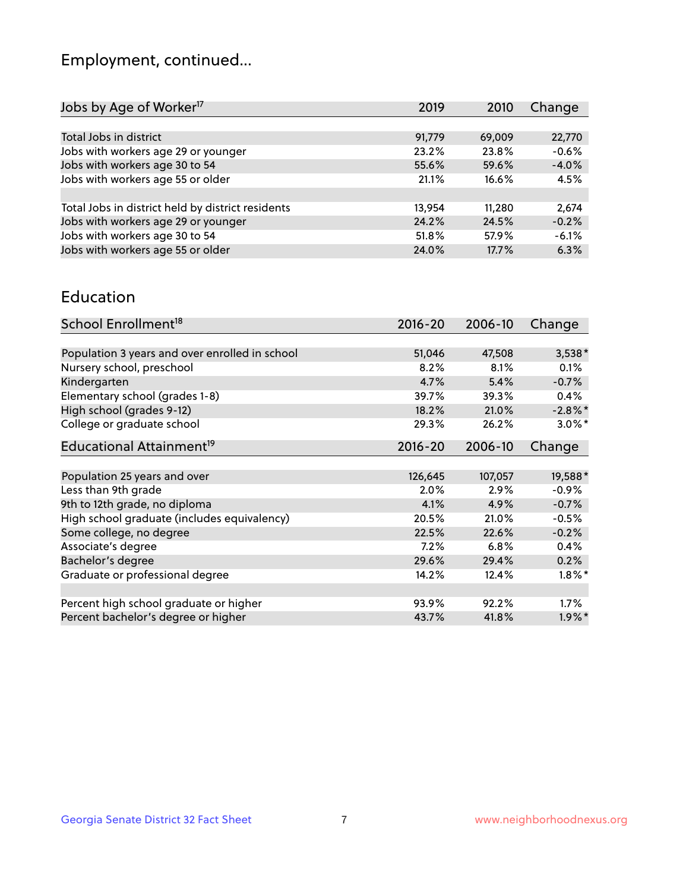## Employment, continued...

| Jobs by Age of Worker[17] | 2019 | 2010 | Change |
|---|---|---|---|
| Total Jobs in district | 91,779 | 69,009 | 22,770 |
| Jobs with workers age 29 or younger | 23.2% | 23.8% | -0.6% |
| Jobs with workers age 30 to 54 | 55.6% | 59.6% | -4.0% |
| Jobs with workers age 55 or older | 21.1% | 16.6% | 4.5% |
| | | | |
| Total Jobs in district held by district residents | 13,954 | 11,280 | 2,674 |
| Jobs with workers age 29 or younger | 24.2% | 24.5% | -0.2% |
| Jobs with workers age 30 to 54 | 51.8% | 57.9% | -6.1% |
| Jobs with workers age 55 or older | 24.0% | 17.7% | 6.3% |

## Education

| School Enrollment[18] | 2016-20 | 2006-10 | Change |
|---|---|---|---|
| Population 3 years and over enrolled in school | 51,046 | 47,508 | 3,538* |
| Nursery school, preschool | 8.2% | 8.1% | 0.1% |
| Kindergarten | 4.7% | 5.4% | -0.7% |
| Elementary school (grades 1-8) | 39.7% | 39.3% | 0.4% |
| High school (grades 9-12) | 18.2% | 21.0% | -2.8%* |
| College or graduate school | 29.3% | 26.2% | 3.0%* |

| Educational Attainment[19] | 2016-20 | 2006-10 | Change |
|---|---|---|---|
| Population 25 years and over | 126,645 | 107,057 | 19,588* |
| Less than 9th grade | 2.0% | 2.9% | -0.9% |
| 9th to 12th grade, no diploma | 4.1% | 4.9% | -0.7% |
| High school graduate (includes equivalency) | 20.5% | 21.0% | -0.5% |
| Some college, no degree | 22.5% | 22.6% | -0.2% |
| Associate's degree | 7.2% | 6.8% | 0.4% |
| Bachelor's degree | 29.6% | 29.4% | 0.2% |
| Graduate or professional degree | 14.2% | 12.4% | 1.8%* |
| | | | |
| Percent high school graduate or higher | 93.9% | 92.2% | 1.7% |
| Percent bachelor's degree or higher | 43.7% | 41.8% | 1.9%* |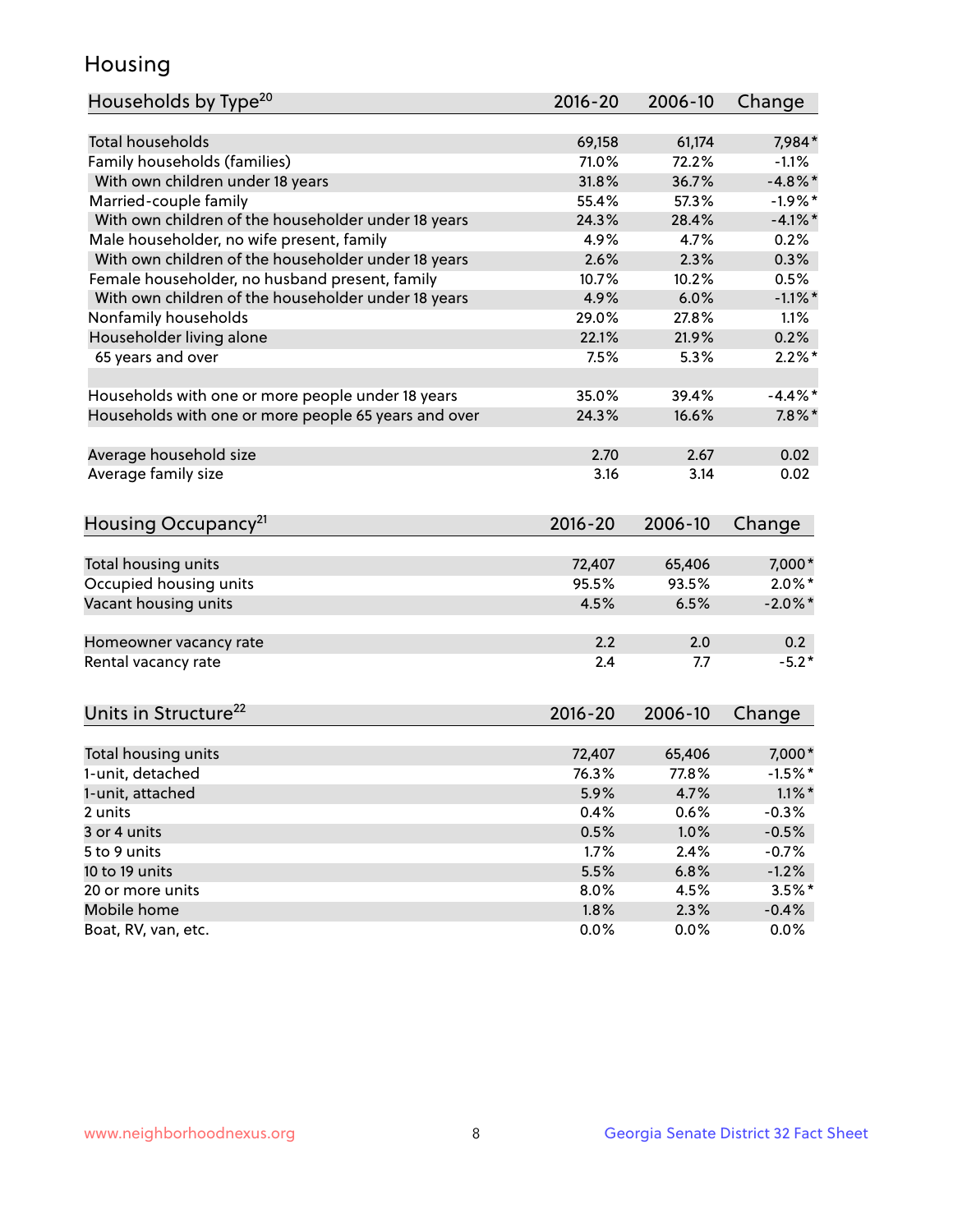## Housing

| Households by Type[20] | 2016-20 | 2006-10 | Change |
|---|---|---|---|
| Total households | 69,158 | 61,174 | 7,984* |
| Family households (families) | 71.0% | 72.2% | -1.1% |
| With own children under 18 years | 31.8% | 36.7% | -4.8%* |
| Married-couple family | 55.4% | 57.3% | -1.9%* |
| With own children of the householder under 18 years | 24.3% | 28.4% | -4.1%* |
| Male householder, no wife present, family | 4.9% | 4.7% | 0.2% |
| With own children of the householder under 18 years | 2.6% | 2.3% | 0.3% |
| Female householder, no husband present, family | 10.7% | 10.2% | 0.5% |
| With own children of the householder under 18 years | 4.9% | 6.0% | -1.1%* |
| Nonfamily households | 29.0% | 27.8% | 1.1% |
| Householder living alone | 22.1% | 21.9% | 0.2% |
| 65 years and over | 7.5% | 5.3% | 2.2%* |
| | | | |
| Households with one or more people under 18 years | 35.0% | 39.4% | -4.4%* |
| Households with one or more people 65 years and over | 24.3% | 16.6% | 7.8%* |
| | | | |
| Average household size | 2.70 | 2.67 | 0.02 |
| Average family size | 3.16 | 3.14 | 0.02 |

| Housing Occupancy[21] | 2016-20 | 2006-10 | Change |
|---|---|---|---|
| Total housing units | 72,407 | 65,406 | 7,000* |
| Occupied housing units | 95.5% | 93.5% | 2.0%* |
| Vacant housing units | 4.5% | 6.5% | -2.0%* |
| | | | |
| Homeowner vacancy rate | 2.2 | 2.0 | 0.2 |
| Rental vacancy rate | 2.4 | 7.7 | -5.2* |

| Units in Structure[22] | 2016-20 | 2006-10 | Change |
|---|---|---|---|
| Total housing units | 72,407 | 65,406 | 7,000* |
| 1-unit, detached | 76.3% | 77.8% | -1.5%* |
| 1-unit, attached | 5.9% | 4.7% | 1.1%* |
| 2 units | 0.4% | 0.6% | -0.3% |
| 3 or 4 units | 0.5% | 1.0% | -0.5% |
| 5 to 9 units | 1.7% | 2.4% | -0.7% |
| 10 to 19 units | 5.5% | 6.8% | -1.2% |
| 20 or more units | 8.0% | 4.5% | 3.5%* |
| Mobile home | 1.8% | 2.3% | -0.4% |
| Boat, RV, van, etc. | 0.0% | 0.0% | 0.0% |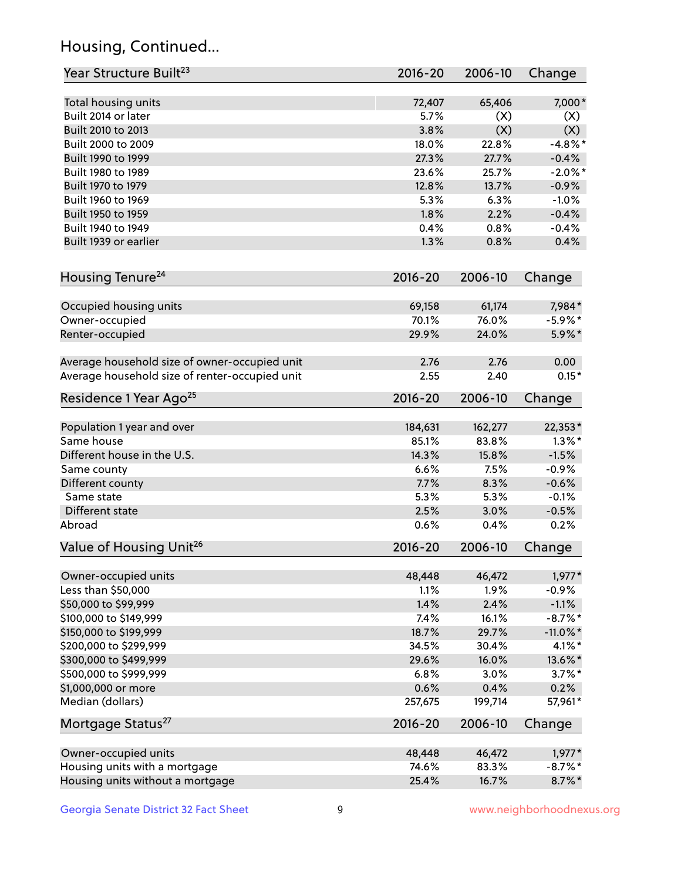## Housing, Continued...

| Year Structure Built[23] | 2016-20 | 2006-10 | Change |
|---|---|---|---|
| Total housing units | 72,407 | 65,406 | 7,000* |
| Built 2014 or later | 5.7% | (X) | (X) |
| Built 2010 to 2013 | 3.8% | (X) | (X) |
| Built 2000 to 2009 | 18.0% | 22.8% | -4.8%* |
| Built 1990 to 1999 | 27.3% | 27.7% | -0.4% |
| Built 1980 to 1989 | 23.6% | 25.7% | -2.0%* |
| Built 1970 to 1979 | 12.8% | 13.7% | -0.9% |
| Built 1960 to 1969 | 5.3% | 6.3% | -1.0% |
| Built 1950 to 1959 | 1.8% | 2.2% | -0.4% |
| Built 1940 to 1949 | 0.4% | 0.8% | -0.4% |
| Built 1939 or earlier | 1.3% | 0.8% | 0.4% |

| Housing Tenure[24] | 2016-20 | 2006-10 | Change |
|---|---|---|---|
| Occupied housing units | 69,158 | 61,174 | 7,984* |
| Owner-occupied | 70.1% | 76.0% | -5.9%* |
| Renter-occupied | 29.9% | 24.0% | 5.9%* |
| Average household size of owner-occupied unit | 2.76 | 2.76 | 0.00 |
| Average household size of renter-occupied unit | 2.55 | 2.40 | 0.15* |

| Residence 1 Year Ago[25] | 2016-20 | 2006-10 | Change |
|---|---|---|---|
| Population 1 year and over | 184,631 | 162,277 | 22,353* |
| Same house | 85.1% | 83.8% | 1.3%* |
| Different house in the U.S. | 14.3% | 15.8% | -1.5% |
| Same county | 6.6% | 7.5% | -0.9% |
| Different county | 7.7% | 8.3% | -0.6% |
| Same state | 5.3% | 5.3% | -0.1% |
| Different state | 2.5% | 3.0% | -0.5% |
| Abroad | 0.6% | 0.4% | 0.2% |

| Value of Housing Unit[26] | 2016-20 | 2006-10 | Change |
|---|---|---|---|
| Owner-occupied units | 48,448 | 46,472 | 1,977* |
| Less than $50,000 | 1.1% | 1.9% | -0.9% |
| $50,000 to $99,999 | 1.4% | 2.4% | -1.1% |
| $100,000 to $149,999 | 7.4% | 16.1% | -8.7%* |
| $150,000 to $199,999 | 18.7% | 29.7% | -11.0%* |
| $200,000 to $299,999 | 34.5% | 30.4% | 4.1%* |
| $300,000 to $499,999 | 29.6% | 16.0% | 13.6%* |
| $500,000 to $999,999 | 6.8% | 3.0% | 3.7%* |
| $1,000,000 or more | 0.6% | 0.4% | 0.2% |
| Median (dollars) | 257,675 | 199,714 | 57,961* |

| Mortgage Status[27] | 2016-20 | 2006-10 | Change |
|---|---|---|---|
| Owner-occupied units | 48,448 | 46,472 | 1,977* |
| Housing units with a mortgage | 74.6% | 83.3% | -8.7%* |
| Housing units without a mortgage | 25.4% | 16.7% | 8.7%* |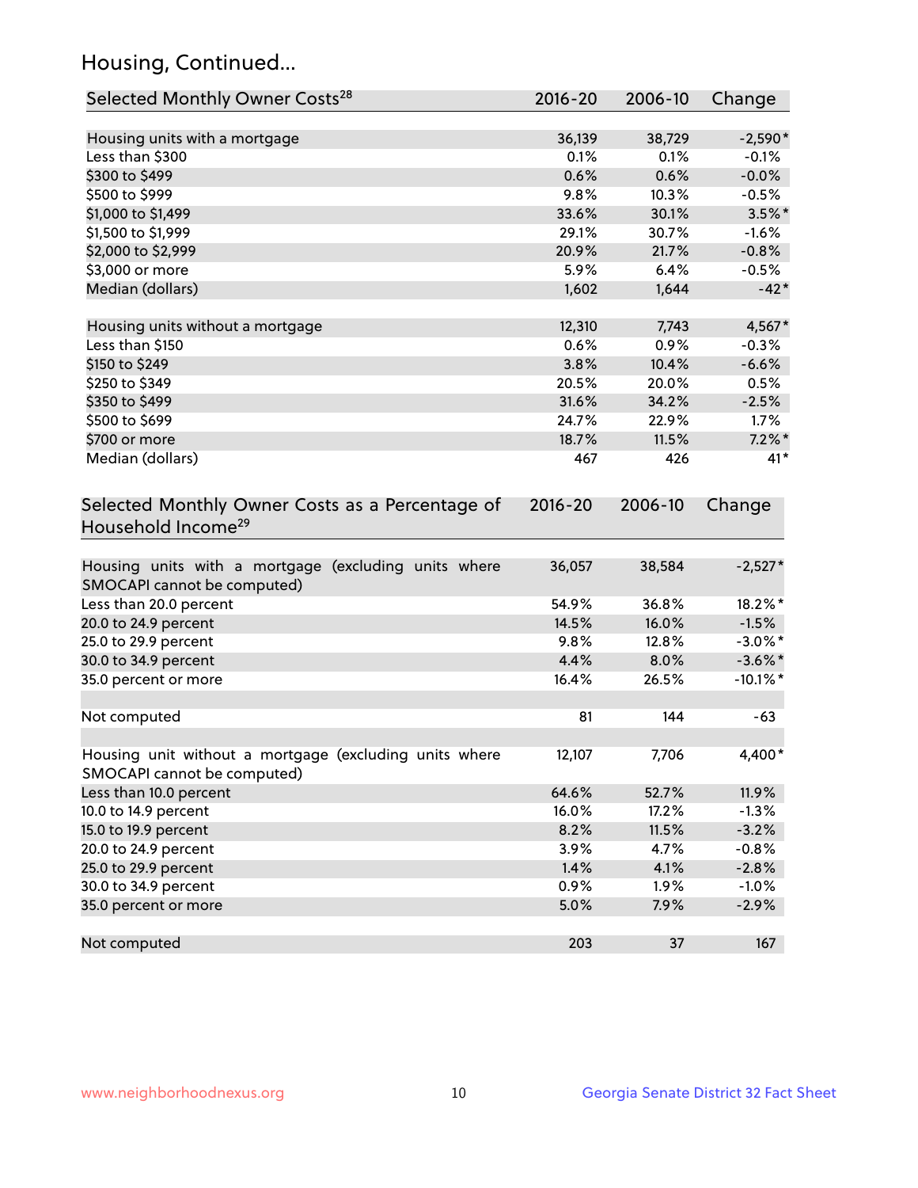## Housing, Continued...

| Selected Monthly Owner Costs[28] | 2016-20 | 2006-10 | Change |
|---|---|---|---|
| Housing units with a mortgage | 36,139 | 38,729 | -2,590* |
| Less than $300 | 0.1% | 0.1% | -0.1% |
| $300 to $499 | 0.6% | 0.6% | -0.0% |
| $500 to $999 | 9.8% | 10.3% | -0.5% |
| $1,000 to $1,499 | 33.6% | 30.1% | 3.5%* |
| $1,500 to $1,999 | 29.1% | 30.7% | -1.6% |
| $2,000 to $2,999 | 20.9% | 21.7% | -0.8% |
| $3,000 or more | 5.9% | 6.4% | -0.5% |
| Median (dollars) | 1,602 | 1,644 | -42* |
| Housing units without a mortgage | 12,310 | 7,743 | 4,567* |
| Less than $150 | 0.6% | 0.9% | -0.3% |
| $150 to $249 | 3.8% | 10.4% | -6.6% |
| $250 to $349 | 20.5% | 20.0% | 0.5% |
| $350 to $499 | 31.6% | 34.2% | -2.5% |
| $500 to $699 | 24.7% | 22.9% | 1.7% |
| $700 or more | 18.7% | 11.5% | 7.2%* |
| Median (dollars) | 467 | 426 | 41* |

| Selected Monthly Owner Costs as a Percentage of Household Income[29] | 2016-20 | 2006-10 | Change |
|---|---|---|---|
| Housing units with a mortgage (excluding units where SMOCAPI cannot be computed) | 36,057 | 38,584 | -2,527* |
| Less than 20.0 percent | 54.9% | 36.8% | 18.2%* |
| 20.0 to 24.9 percent | 14.5% | 16.0% | -1.5% |
| 25.0 to 29.9 percent | 9.8% | 12.8% | -3.0%* |
| 30.0 to 34.9 percent | 4.4% | 8.0% | -3.6%* |
| 35.0 percent or more | 16.4% | 26.5% | -10.1%* |
| Not computed | 81 | 144 | -63 |
| Housing unit without a mortgage (excluding units where SMOCAPI cannot be computed) | 12,107 | 7,706 | 4,400* |
| Less than 10.0 percent | 64.6% | 52.7% | 11.9% |
| 10.0 to 14.9 percent | 16.0% | 17.2% | -1.3% |
| 15.0 to 19.9 percent | 8.2% | 11.5% | -3.2% |
| 20.0 to 24.9 percent | 3.9% | 4.7% | -0.8% |
| 25.0 to 29.9 percent | 1.4% | 4.1% | -2.8% |
| 30.0 to 34.9 percent | 0.9% | 1.9% | -1.0% |
| 35.0 percent or more | 5.0% | 7.9% | -2.9% |
| Not computed | 203 | 37 | 167 |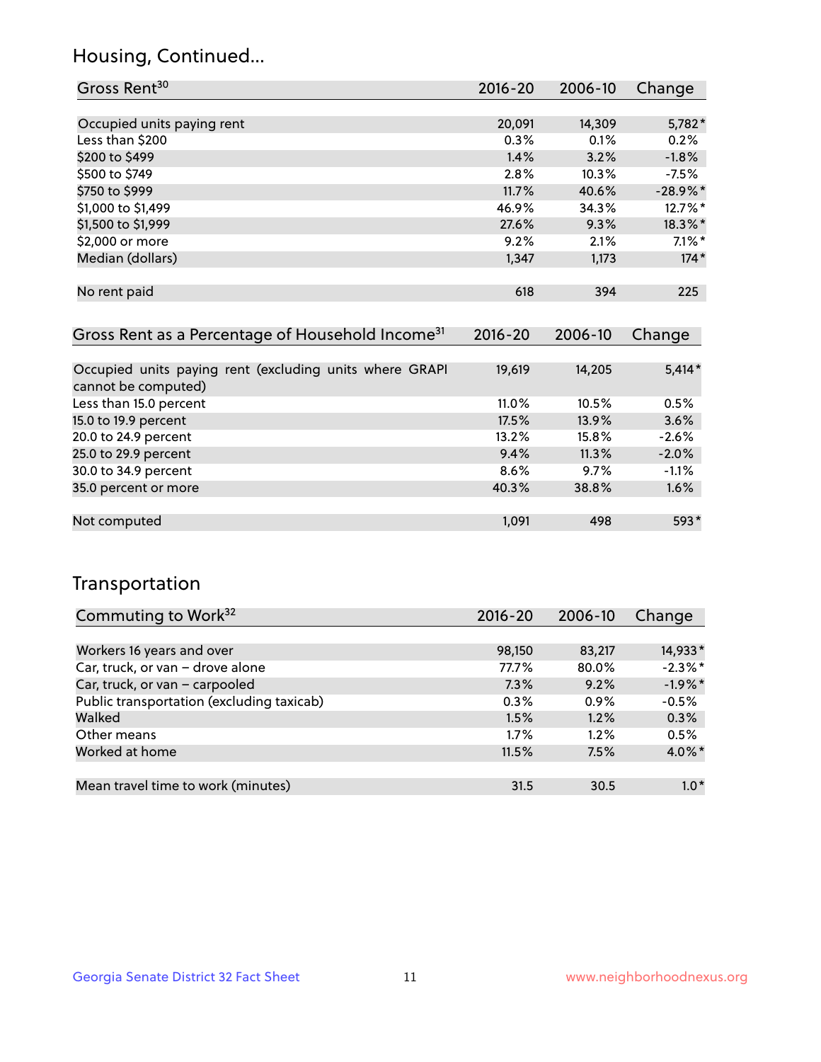## Housing, Continued...

| Gross Rent[30] | 2016-20 | 2006-10 | Change |
|---|---|---|---|
| Occupied units paying rent | 20,091 | 14,309 | 5,782* |
| Less than $200 | 0.3% | 0.1% | 0.2% |
| $200 to $499 | 1.4% | 3.2% | -1.8% |
| $500 to $749 | 2.8% | 10.3% | -7.5% |
| $750 to $999 | 11.7% | 40.6% | -28.9%* |
| $1,000 to $1,499 | 46.9% | 34.3% | 12.7%* |
| $1,500 to $1,999 | 27.6% | 9.3% | 18.3%* |
| $2,000 or more | 9.2% | 2.1% | 7.1%* |
| Median (dollars) | 1,347 | 1,173 | 174* |
| No rent paid | 618 | 394 | 225 |

| Gross Rent as a Percentage of Household Income[31] | 2016-20 | 2006-10 | Change |
|---|---|---|---|
| Occupied units paying rent (excluding units where GRAPI cannot be computed) | 19,619 | 14,205 | 5,414* |
| Less than 15.0 percent | 11.0% | 10.5% | 0.5% |
| 15.0 to 19.9 percent | 17.5% | 13.9% | 3.6% |
| 20.0 to 24.9 percent | 13.2% | 15.8% | -2.6% |
| 25.0 to 29.9 percent | 9.4% | 11.3% | -2.0% |
| 30.0 to 34.9 percent | 8.6% | 9.7% | -1.1% |
| 35.0 percent or more | 40.3% | 38.8% | 1.6% |
| Not computed | 1,091 | 498 | 593* |

## Transportation

| Commuting to Work[32] | 2016-20 | 2006-10 | Change |
|---|---|---|---|
| Workers 16 years and over | 98,150 | 83,217 | 14,933* |
| Car, truck, or van – drove alone | 77.7% | 80.0% | -2.3%* |
| Car, truck, or van – carpooled | 7.3% | 9.2% | -1.9%* |
| Public transportation (excluding taxicab) | 0.3% | 0.9% | -0.5% |
| Walked | 1.5% | 1.2% | 0.3% |
| Other means | 1.7% | 1.2% | 0.5% |
| Worked at home | 11.5% | 7.5% | 4.0%* |
| Mean travel time to work (minutes) | 31.5 | 30.5 | 1.0* |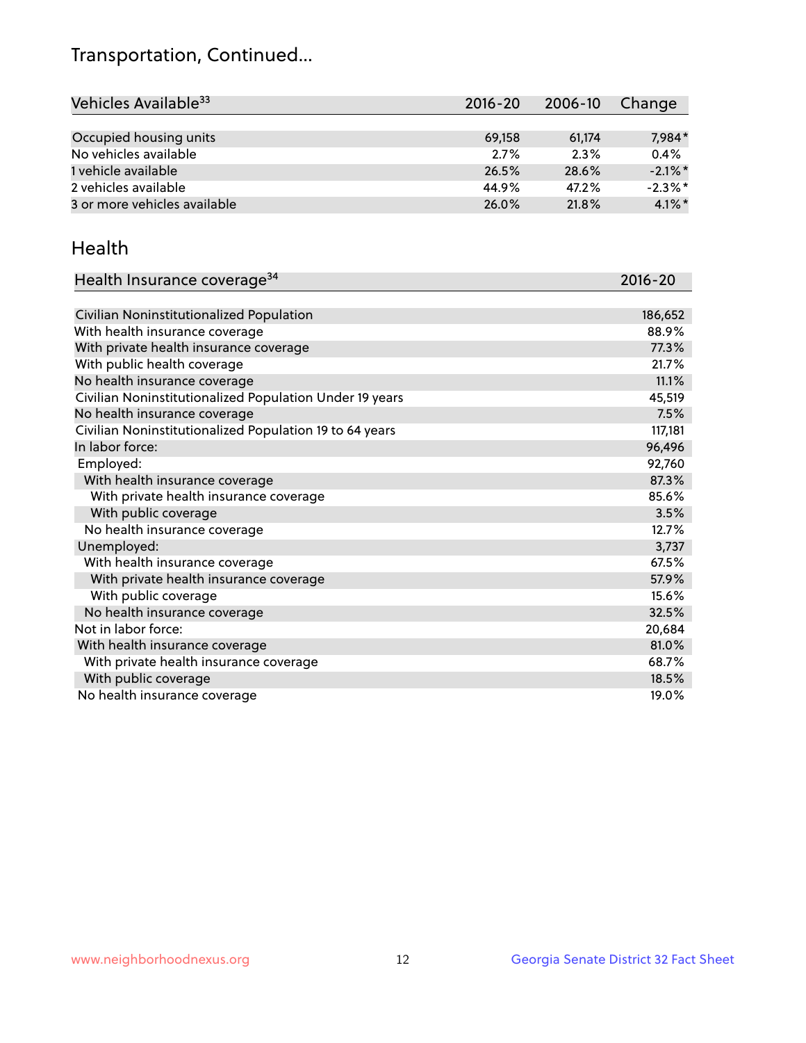# Transportation, Continued...

| Vehicles Available[33] | 2016-20 | 2006-10 | Change |
|---|---|---|---|
| Occupied housing units | 69,158 | 61,174 | 7,984* |
| No vehicles available | 2.7% | 2.3% | 0.4% |
| 1 vehicle available | 26.5% | 28.6% | -2.1%* |
| 2 vehicles available | 44.9% | 47.2% | -2.3%* |
| 3 or more vehicles available | 26.0% | 21.8% | 4.1%* |

## Health

| Health Insurance coverage[34] | 2016-20 |
|---|---|
| Civilian Noninstitutionalized Population | 186,652 |
| With health insurance coverage | 88.9% |
| With private health insurance coverage | 77.3% |
| With public health coverage | 21.7% |
| No health insurance coverage | 11.1% |
| Civilian Noninstitutionalized Population Under 19 years | 45,519 |
| No health insurance coverage | 7.5% |
| Civilian Noninstitutionalized Population 19 to 64 years | 117,181 |
| In labor force: | 96,496 |
| Employed: | 92,760 |
| With health insurance coverage | 87.3% |
| With private health insurance coverage | 85.6% |
| With public coverage | 3.5% |
| No health insurance coverage | 12.7% |
| Unemployed: | 3,737 |
| With health insurance coverage | 67.5% |
| With private health insurance coverage | 57.9% |
| With public coverage | 15.6% |
| No health insurance coverage | 32.5% |
| Not in labor force: | 20,684 |
| With health insurance coverage | 81.0% |
| With private health insurance coverage | 68.7% |
| With public coverage | 18.5% |
| No health insurance coverage | 19.0% |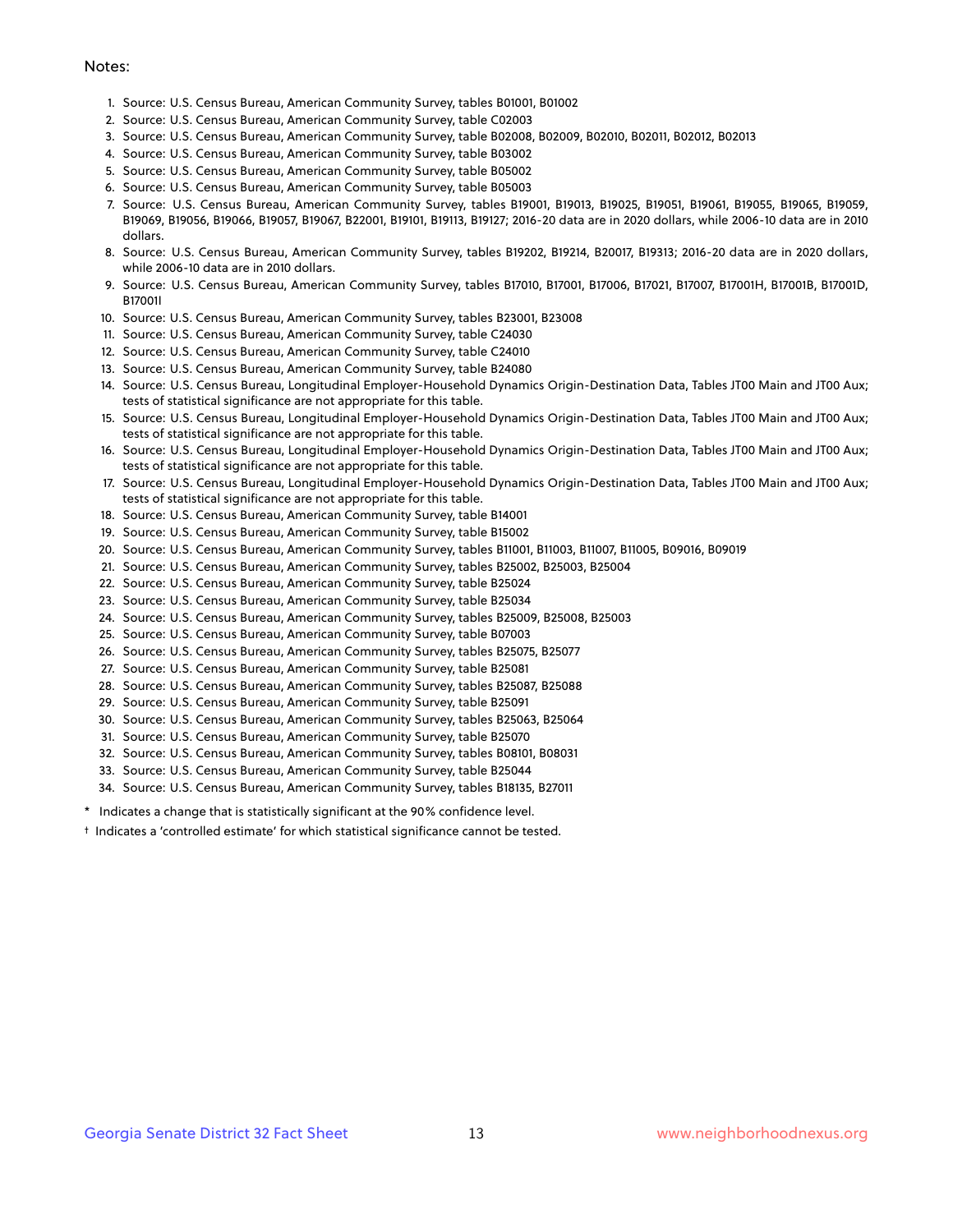Notes:

1. Source: U.S. Census Bureau, American Community Survey, tables B01001, B01002
2. Source: U.S. Census Bureau, American Community Survey, table C02003
3. Source: U.S. Census Bureau, American Community Survey, table B02008, B02009, B02010, B02011, B02012, B02013
4. Source: U.S. Census Bureau, American Community Survey, table B03002
5. Source: U.S. Census Bureau, American Community Survey, table B05002
6. Source: U.S. Census Bureau, American Community Survey, table B05003
7. Source: U.S. Census Bureau, American Community Survey, tables B19001, B19013, B19025, B19051, B19061, B19055, B19065, B19059, B19069, B19056, B19066, B19057, B19067, B22001, B19101, B19113, B19127; 2016-20 data are in 2020 dollars, while 2006-10 data are in 2010 dollars.
8. Source: U.S. Census Bureau, American Community Survey, tables B19202, B19214, B20017, B19313; 2016-20 data are in 2020 dollars, while 2006-10 data are in 2010 dollars.
9. Source: U.S. Census Bureau, American Community Survey, tables B17010, B17001, B17006, B17021, B17007, B17001H, B17001B, B17001D, B17001I
10. Source: U.S. Census Bureau, American Community Survey, tables B23001, B23008
11. Source: U.S. Census Bureau, American Community Survey, table C24030
12. Source: U.S. Census Bureau, American Community Survey, table C24010
13. Source: U.S. Census Bureau, American Community Survey, table B24080
14. Source: U.S. Census Bureau, Longitudinal Employer-Household Dynamics Origin-Destination Data, Tables JT00 Main and JT00 Aux; tests of statistical significance are not appropriate for this table.
15. Source: U.S. Census Bureau, Longitudinal Employer-Household Dynamics Origin-Destination Data, Tables JT00 Main and JT00 Aux; tests of statistical significance are not appropriate for this table.
16. Source: U.S. Census Bureau, Longitudinal Employer-Household Dynamics Origin-Destination Data, Tables JT00 Main and JT00 Aux; tests of statistical significance are not appropriate for this table.
17. Source: U.S. Census Bureau, Longitudinal Employer-Household Dynamics Origin-Destination Data, Tables JT00 Main and JT00 Aux; tests of statistical significance are not appropriate for this table.
18. Source: U.S. Census Bureau, American Community Survey, table B14001
19. Source: U.S. Census Bureau, American Community Survey, table B15002
20. Source: U.S. Census Bureau, American Community Survey, tables B11001, B11003, B11007, B11005, B09016, B09019
21. Source: U.S. Census Bureau, American Community Survey, tables B25002, B25003, B25004
22. Source: U.S. Census Bureau, American Community Survey, table B25024
23. Source: U.S. Census Bureau, American Community Survey, table B25034
24. Source: U.S. Census Bureau, American Community Survey, tables B25009, B25008, B25003
25. Source: U.S. Census Bureau, American Community Survey, table B07003
26. Source: U.S. Census Bureau, American Community Survey, tables B25075, B25077
27. Source: U.S. Census Bureau, American Community Survey, table B25081
28. Source: U.S. Census Bureau, American Community Survey, tables B25087, B25088
29. Source: U.S. Census Bureau, American Community Survey, table B25091
30. Source: U.S. Census Bureau, American Community Survey, tables B25063, B25064
31. Source: U.S. Census Bureau, American Community Survey, table B25070
32. Source: U.S. Census Bureau, American Community Survey, tables B08101, B08031
33. Source: U.S. Census Bureau, American Community Survey, table B25044
34. Source: U.S. Census Bureau, American Community Survey, tables B18135, B27011

\* Indicates a change that is statistically significant at the 90% confidence level.

† Indicates a 'controlled estimate' for which statistical significance cannot be tested.